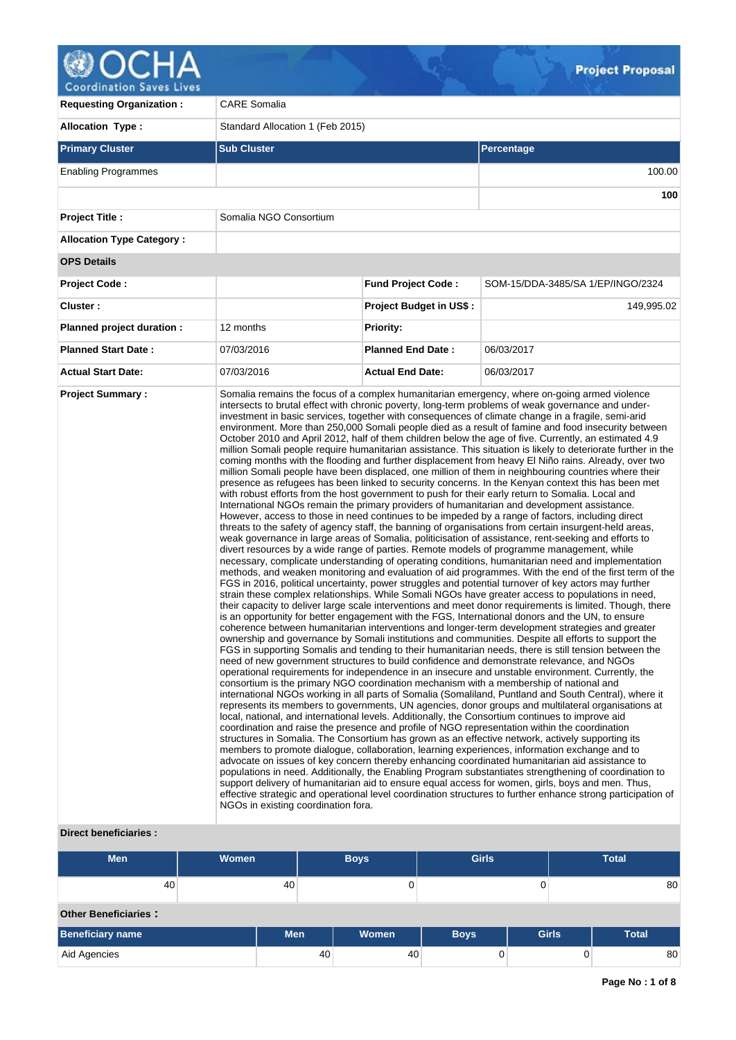**Project Proposal**

| | | | |
|---|---|---|---|
| **Requesting Organization :** | CARE Somalia | | |
| **Allocation Type :** | Standard Allocation 1 (Feb 2015) | | |

| Primary Cluster | Sub Cluster | Percentage |
|---|---|---|
| Enabling Programmes | | 100.00 |
| | | **100** |

| | | | |
|---|---|---|---|
| **Project Title :** | Somalia NGO Consortium | | |
| **Allocation Type Category :** | | | |
| **OPS Details** | | | |
| **Project Code :** | | **Fund Project Code :** | SOM-15/DDA-3485/SA 1/EP/INGO/2324 |
| **Cluster :** | | **Project Budget in US$ :** | 149,995.02 |
| **Planned project duration :** | 12 months | **Priority:** | |
| **Planned Start Date :** | 07/03/2016 | **Planned End Date :** | 06/03/2017 |
| **Actual Start Date:** | 07/03/2016 | **Actual End Date:** | 06/03/2017 |

**Project Summary :**

Somalia remains the focus of a complex humanitarian emergency, where on-going armed violence intersects to brutal effect with chronic poverty, long-term problems of weak governance and under-investment in basic services, together with consequences of climate change in a fragile, semi-arid environment. More than 250,000 Somali people died as a result of famine and food insecurity between October 2010 and April 2012, half of them children below the age of five. Currently, an estimated 4.9 million Somali people require humanitarian assistance. This situation is likely to deteriorate further in the coming months with the flooding and further displacement from heavy El Niño rains. Already, over two million Somali people have been displaced, one million of them in neighbouring countries where their presence as refugees has been linked to security concerns. In the Kenyan context this has been met with robust efforts from the host government to push for their early return to Somalia. Local and International NGOs remain the primary providers of humanitarian and development assistance. However, access to those in need continues to be impeded by a range of factors, including direct threats to the safety of agency staff, the banning of organisations from certain insurgent-held areas, weak governance in large areas of Somalia, politicisation of assistance, rent-seeking and efforts to divert resources by a wide range of parties. Remote models of programme management, while necessary, complicate understanding of operating conditions, humanitarian need and implementation methods, and weaken monitoring and evaluation of aid programmes. With the end of the first term of the FGS in 2016, political uncertainty, power struggles and potential turnover of key actors may further strain these complex relationships. While Somali NGOs have greater access to populations in need, their capacity to deliver large scale interventions and meet donor requirements is limited. Though, there is an opportunity for better engagement with the FGS, International donors and the UN, to ensure coherence between humanitarian interventions and longer-term development strategies and greater ownership and governance by Somali institutions and communities. Despite all efforts to support the FGS in supporting Somalis and tending to their humanitarian needs, there is still tension between the need of new government structures to build confidence and demonstrate relevance, and NGOs operational requirements for independence in an insecure and unstable environment. Currently, the consortium is the primary NGO coordination mechanism with a membership of national and international NGOs working in all parts of Somalia (Somaliland, Puntland and South Central), where it represents its members to governments, UN agencies, donor groups and multilateral organisations at local, national, and international levels. Additionally, the Consortium continues to improve aid coordination and raise the presence and profile of NGO representation within the coordination structures in Somalia. The Consortium has grown as an effective network, actively supporting its members to promote dialogue, collaboration, learning experiences, information exchange and to advocate on issues of key concern thereby enhancing coordinated humanitarian aid assistance to populations in need. Additionally, the Enabling Program substantiates strengthening of coordination to support delivery of humanitarian aid to ensure equal access for women, girls, boys and men. Thus, effective strategic and operational level coordination structures to further enhance strong participation of NGOs in existing coordination fora.

**Direct beneficiaries :**

| Men | Women | Boys | Girls | Total |
|---|---|---|---|---|
| 40 | 40 | 0 | 0 | 80 |

**Other Beneficiaries :**

| Beneficiary name | Men | Women | Boys | Girls | Total |
|---|---|---|---|---|---|
| Aid Agencies | 40 | 40 | 0 | 0 | 80 |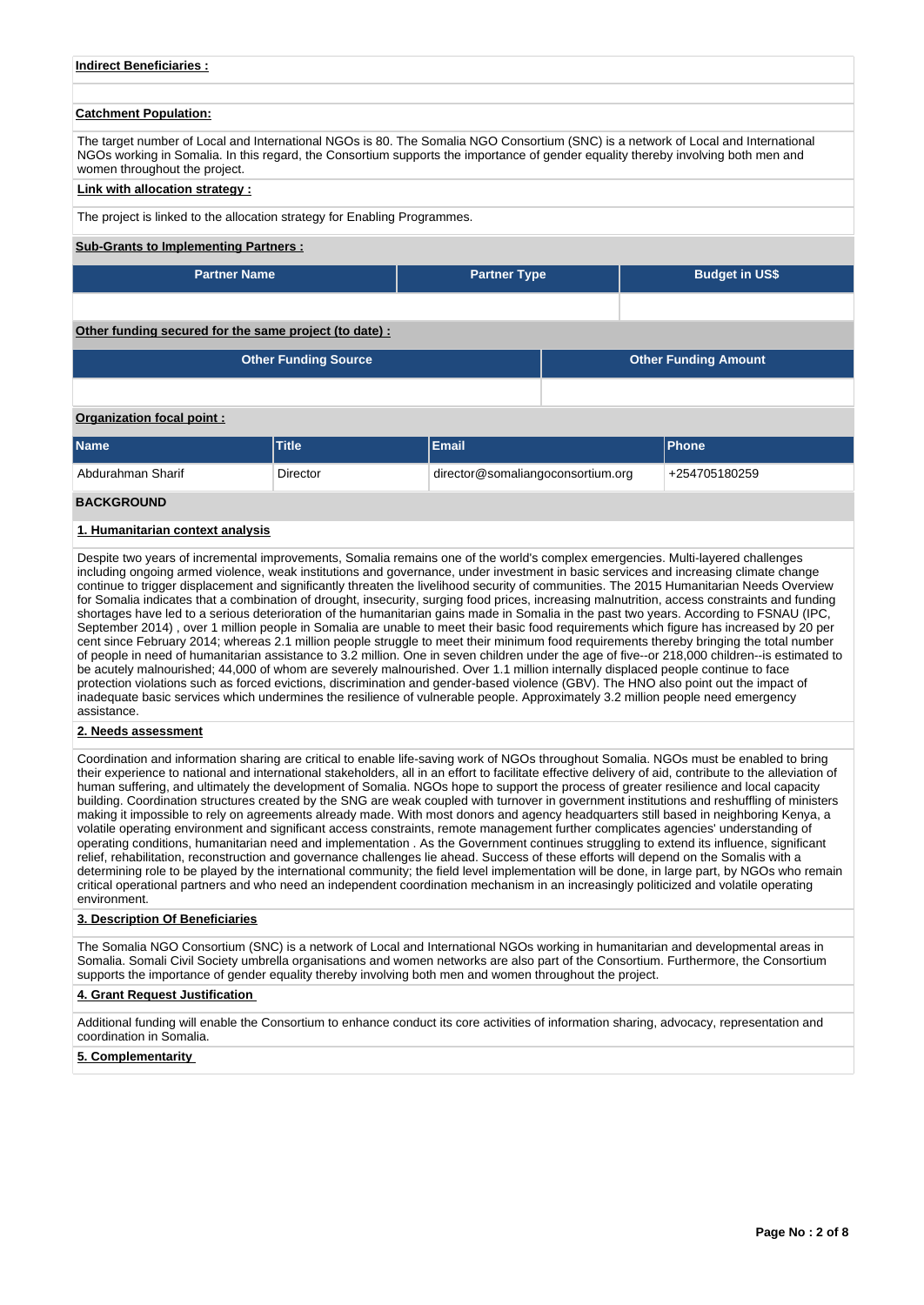**Indirect Beneficiaries :**

**Catchment Population:**

The target number of Local and International NGOs is 80. The Somalia NGO Consortium (SNC) is a network of Local and International NGOs working in Somalia. In this regard, the Consortium supports the importance of gender equality thereby involving both men and women throughout the project.

**Link with allocation strategy :**

The project is linked to the allocation strategy for Enabling Programmes.

**Sub-Grants to Implementing Partners :**

| Partner Name | Partner Type | Budget in US$ |
|---|---|---|
| | | |

**Other funding secured for the same project (to date) :**

| Other Funding Source | Other Funding Amount |
|---|---|
| | |

**Organization focal point :**

| Name | Title | Email | Phone |
|---|---|---|---|
| Abdurahman Sharif | Director | director@somaliangoconsortium.org | +254705180259 |

## BACKGROUND

### 1. Humanitarian context analysis

Despite two years of incremental improvements, Somalia remains one of the world's complex emergencies. Multi-layered challenges including ongoing armed violence, weak institutions and governance, under investment in basic services and increasing climate change continue to trigger displacement and significantly threaten the livelihood security of communities. The 2015 Humanitarian Needs Overview for Somalia indicates that a combination of drought, insecurity, surging food prices, increasing malnutrition, access constraints and funding shortages have led to a serious deterioration of the humanitarian gains made in Somalia in the past two years. According to FSNAU (IPC, September 2014) , over 1 million people in Somalia are unable to meet their basic food requirements which figure has increased by 20 per cent since February 2014; whereas 2.1 million people struggle to meet their minimum food requirements thereby bringing the total number of people in need of humanitarian assistance to 3.2 million. One in seven children under the age of five--or 218,000 children--is estimated to be acutely malnourished; 44,000 of whom are severely malnourished. Over 1.1 million internally displaced people continue to face protection violations such as forced evictions, discrimination and gender-based violence (GBV). The HNO also point out the impact of inadequate basic services which undermines the resilience of vulnerable people. Approximately 3.2 million people need emergency assistance.

### 2. Needs assessment

Coordination and information sharing are critical to enable life-saving work of NGOs throughout Somalia. NGOs must be enabled to bring their experience to national and international stakeholders, all in an effort to facilitate effective delivery of aid, contribute to the alleviation of human suffering, and ultimately the development of Somalia. NGOs hope to support the process of greater resilience and local capacity building. Coordination structures created by the SNG are weak coupled with turnover in government institutions and reshuffling of ministers making it impossible to rely on agreements already made. With most donors and agency headquarters still based in neighboring Kenya, a volatile operating environment and significant access constraints, remote management further complicates agencies' understanding of operating conditions, humanitarian need and implementation . As the Government continues struggling to extend its influence, significant relief, rehabilitation, reconstruction and governance challenges lie ahead. Success of these efforts will depend on the Somalis with a determining role to be played by the international community; the field level implementation will be done, in large part, by NGOs who remain critical operational partners and who need an independent coordination mechanism in an increasingly politicized and volatile operating environment.

### 3. Description Of Beneficiaries

The Somalia NGO Consortium (SNC) is a network of Local and International NGOs working in humanitarian and developmental areas in Somalia. Somali Civil Society umbrella organisations and women networks are also part of the Consortium. Furthermore, the Consortium supports the importance of gender equality thereby involving both men and women throughout the project.

### 4. Grant Request Justification

Additional funding will enable the Consortium to enhance conduct its core activities of information sharing, advocacy, representation and coordination in Somalia.

### 5. Complementarity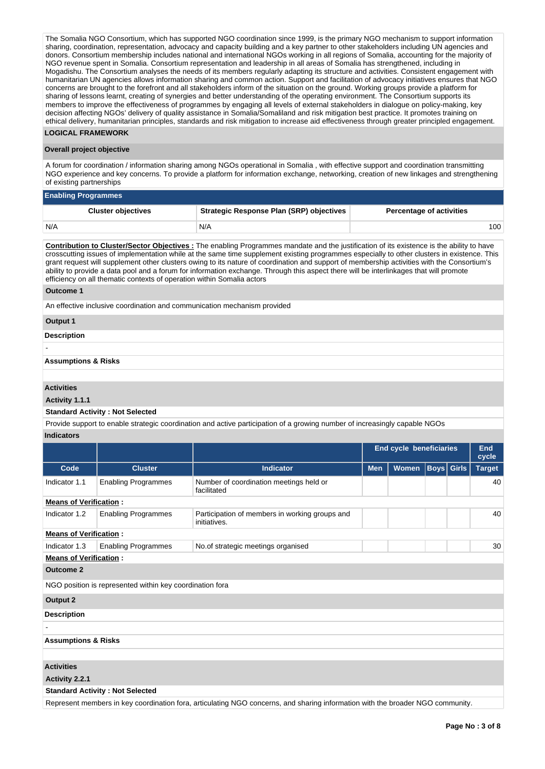The Somalia NGO Consortium, which has supported NGO coordination since 1999, is the primary NGO mechanism to support information sharing, coordination, representation, advocacy and capacity building and a key partner to other stakeholders including UN agencies and donors. Consortium membership includes national and international NGOs working in all regions of Somalia, accounting for the majority of NGO revenue spent in Somalia. Consortium representation and leadership in all areas of Somalia has strengthened, including in Mogadishu. The Consortium analyses the needs of its members regularly adapting its structure and activities. Consistent engagement with humanitarian UN agencies allows information sharing and common action. Support and facilitation of advocacy initiatives ensures that NGO concerns are brought to the forefront and all stakeholders inform of the situation on the ground. Working groups provide a platform for sharing of lessons learnt, creating of synergies and better understanding of the operating environment. The Consortium supports its members to improve the effectiveness of programmes by engaging all levels of external stakeholders in dialogue on policy-making, key decision affecting NGOs' delivery of quality assistance in Somalia/Somaliland and risk mitigation best practice. It promotes training on ethical delivery, humanitarian principles, standards and risk mitigation to increase aid effectiveness through greater principled engagement.

## LOGICAL FRAMEWORK

### Overall project objective

A forum for coordination / information sharing among NGOs operational in Somalia , with effective support and coordination transmitting NGO experience and key concerns. To provide a platform for information exchange, networking, creation of new linkages and strengthening of existing partnerships

### Enabling Programmes

| Cluster objectives | Strategic Response Plan (SRP) objectives | Percentage of activities |
|---|---|---|
| N/A | N/A | 100 |

**Contribution to Cluster/Sector Objectives :** The enabling Programmes mandate and the justification of its existence is the ability to have crosscutting issues of implementation while at the same time supplement existing programmes especially to other clusters in existence. This grant request will supplement other clusters owing to its nature of coordination and support of membership activities with the Consortium's ability to provide a data pool and a forum for information exchange. Through this aspect there will be interlinkages that will promote efficiency on all thematic contexts of operation within Somalia actors

**Outcome 1**

An effective inclusive coordination and communication mechanism provided

**Output 1**

**Description**

-

**Assumptions & Risks**

**Activities**

**Activity 1.1.1**

**Standard Activity : Not Selected**

Provide support to enable strategic coordination and active participation of a growing number of increasingly capable NGOs

**Indicators**

| | | | End cycle beneficiaries | | | | End cycle |
|---|---|---|---|---|---|---|---|
| Code | Cluster | Indicator | Men | Women | Boys | Girls | Target |
| Indicator 1.1 | Enabling Programmes | Number of coordination meetings held or facilitated | | | | | 40 |
| **Means of Verification :** | | | | | | | |
| Indicator 1.2 | Enabling Programmes | Participation of members in working groups and initiatives. | | | | | 40 |
| **Means of Verification :** | | | | | | | |
| Indicator 1.3 | Enabling Programmes | No.of strategic meetings organised | | | | | 30 |
| **Means of Verification :** | | | | | | | |

**Outcome 2**

NGO position is represented within key coordination fora

**Output 2**

**Description**

-

**Assumptions & Risks**

**Activities**

**Activity 2.2.1**

**Standard Activity : Not Selected**

Represent members in key coordination fora, articulating NGO concerns, and sharing information with the broader NGO community.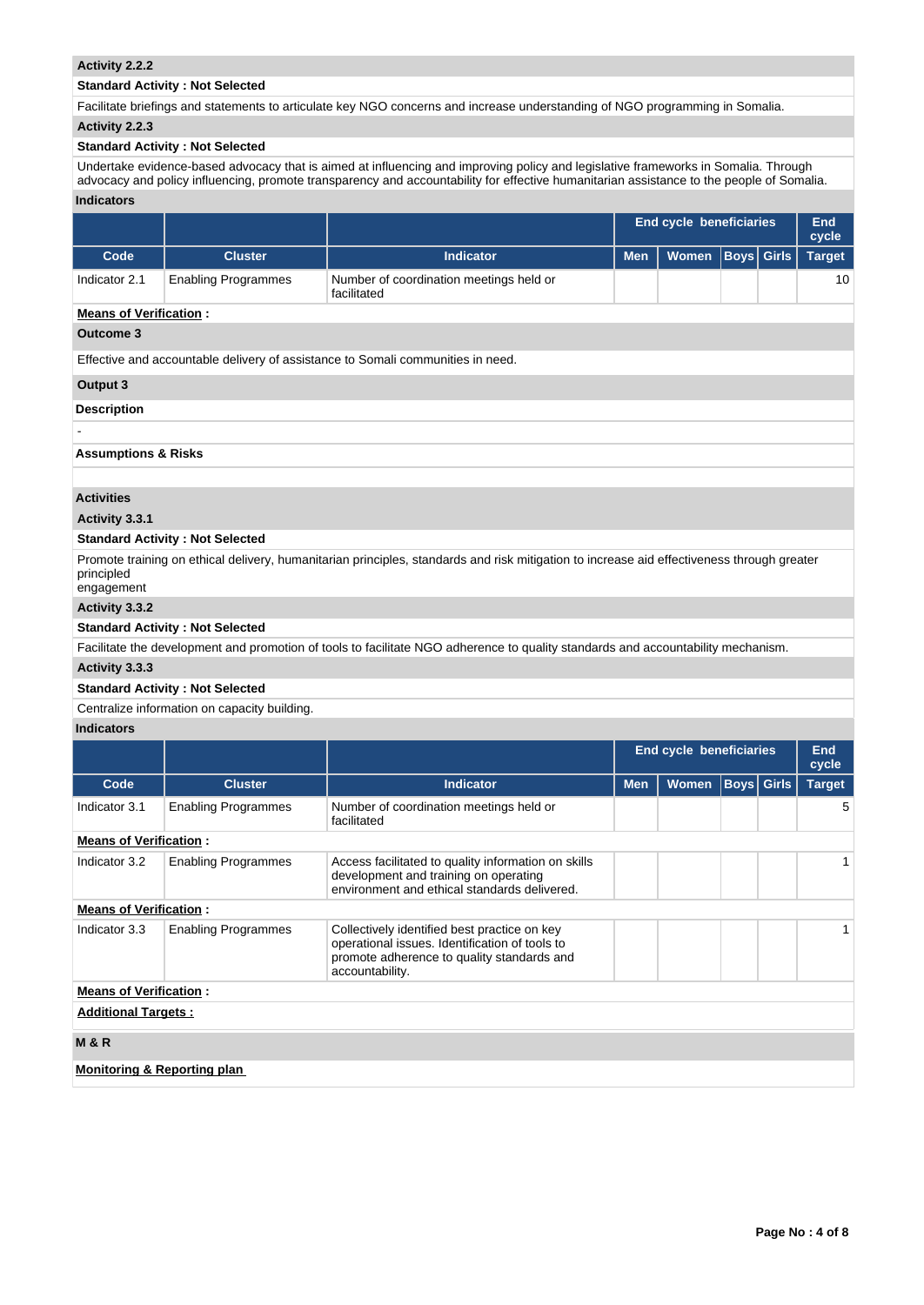**Activity 2.2.2**

**Standard Activity : Not Selected**

Facilitate briefings and statements to articulate key NGO concerns and increase understanding of NGO programming in Somalia.

**Activity 2.2.3**

**Standard Activity : Not Selected**

Undertake evidence-based advocacy that is aimed at influencing and improving policy and legislative frameworks in Somalia. Through advocacy and policy influencing, promote transparency and accountability for effective humanitarian assistance to the people of Somalia.

**Indicators**

| | | | End cycle beneficiaries | | | | End cycle |
|---|---|---|---|---|---|---|---|
| **Code** | **Cluster** | **Indicator** | **Men** | **Women** | **Boys** | **Girls** | **Target** |
| Indicator 2.1 | Enabling Programmes | Number of coordination meetings held or facilitated | | | | | 10 |

**Means of Verification :**

**Outcome 3**

Effective and accountable delivery of assistance to Somali communities in need.

**Output 3**

**Description**

-

**Assumptions & Risks**

**Activities**

**Activity 3.3.1**

**Standard Activity : Not Selected**

Promote training on ethical delivery, humanitarian principles, standards and risk mitigation to increase aid effectiveness through greater principled
engagement

**Activity 3.3.2**

**Standard Activity : Not Selected**

Facilitate the development and promotion of tools to facilitate NGO adherence to quality standards and accountability mechanism.

**Activity 3.3.3**

**Standard Activity : Not Selected**

Centralize information on capacity building.

**Indicators**

| | | | End cycle beneficiaries | | | | End cycle |
|---|---|---|---|---|---|---|---|
| **Code** | **Cluster** | **Indicator** | **Men** | **Women** | **Boys** | **Girls** | **Target** |
| Indicator 3.1 | Enabling Programmes | Number of coordination meetings held or facilitated | | | | | 5 |
| **Means of Verification :** | | | | | | | |
| Indicator 3.2 | Enabling Programmes | Access facilitated to quality information on skills development and training on operating environment and ethical standards delivered. | | | | | 1 |
| **Means of Verification :** | | | | | | | |
| Indicator 3.3 | Enabling Programmes | Collectively identified best practice on key operational issues. Identification of tools to promote adherence to quality standards and accountability. | | | | | 1 |

**Means of Verification :**

**Additional Targets :**

**M & R**

**Monitoring & Reporting plan**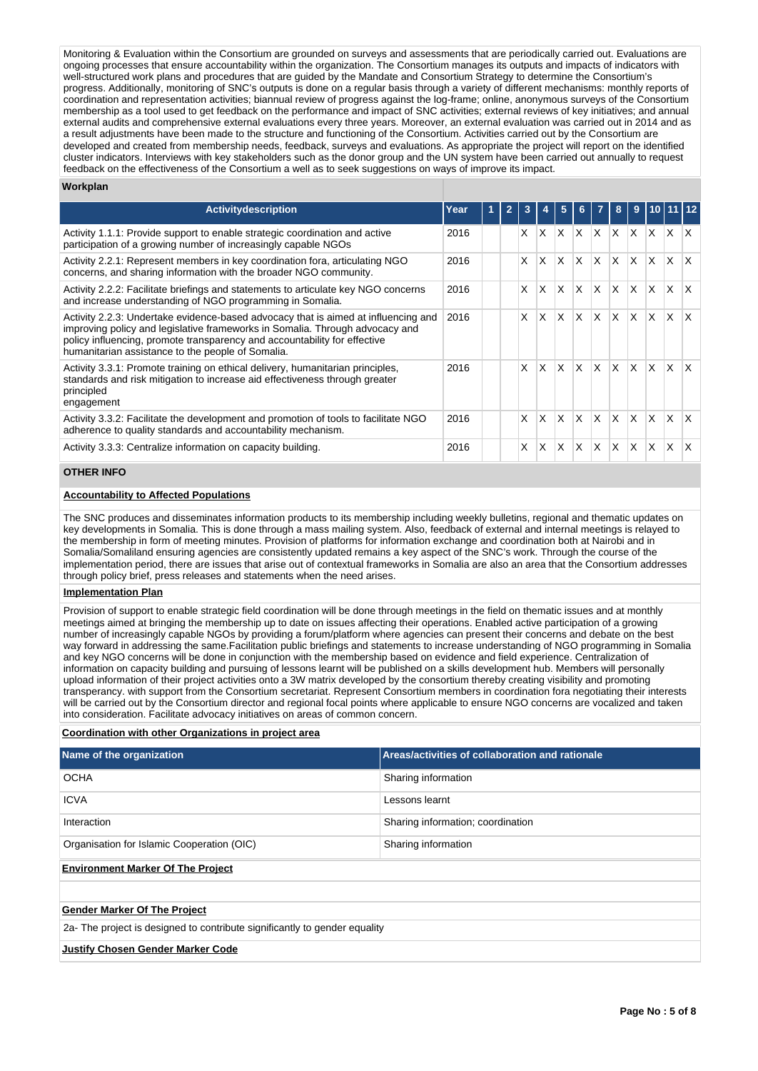Monitoring & Evaluation within the Consortium are grounded on surveys and assessments that are periodically carried out. Evaluations are ongoing processes that ensure accountability within the organization. The Consortium manages its outputs and impacts of indicators with well-structured work plans and procedures that are guided by the Mandate and Consortium Strategy to determine the Consortium's progress. Additionally, monitoring of SNC's outputs is done on a regular basis through a variety of different mechanisms: monthly reports of coordination and representation activities; biannual review of progress against the log-frame; online, anonymous surveys of the Consortium membership as a tool used to get feedback on the performance and impact of SNC activities; external reviews of key initiatives; and annual external audits and comprehensive external evaluations every three years. Moreover, an external evaluation was carried out in 2014 and as a result adjustments have been made to the structure and functioning of the Consortium. Activities carried out by the Consortium are developed and created from membership needs, feedback, surveys and evaluations. As appropriate the project will report on the identified cluster indicators. Interviews with key stakeholders such as the donor group and the UN system have been carried out annually to request feedback on the effectiveness of the Consortium a well as to seek suggestions on ways of improve its impact.

**Workplan**

| Activitydescription | Year | 1 | 2 | 3 | 4 | 5 | 6 | 7 | 8 | 9 | 10 | 11 | 12 |
|---|---|---|---|---|---|---|---|---|---|---|---|---|---|
| Activity 1.1.1: Provide support to enable strategic coordination and active participation of a growing number of increasingly capable NGOs | 2016 | | | X | X | X | X | X | X | X | X | X | X |
| Activity 2.2.1: Represent members in key coordination fora, articulating NGO concerns, and sharing information with the broader NGO community. | 2016 | | | X | X | X | X | X | X | X | X | X | X |
| Activity 2.2.2: Facilitate briefings and statements to articulate key NGO concerns and increase understanding of NGO programming in Somalia. | 2016 | | | X | X | X | X | X | X | X | X | X | X |
| Activity 2.2.3: Undertake evidence-based advocacy that is aimed at influencing and improving policy and legislative frameworks in Somalia. Through advocacy and policy influencing, promote transparency and accountability for effective humanitarian assistance to the people of Somalia. | 2016 | | | X | X | X | X | X | X | X | X | X | X |
| Activity 3.3.1: Promote training on ethical delivery, humanitarian principles, standards and risk mitigation to increase aid effectiveness through greater principled engagement | 2016 | | | X | X | X | X | X | X | X | X | X | X |
| Activity 3.3.2: Facilitate the development and promotion of tools to facilitate NGO adherence to quality standards and accountability mechanism. | 2016 | | | X | X | X | X | X | X | X | X | X | X |
| Activity 3.3.3: Centralize information on capacity building. | 2016 | | | X | X | X | X | X | X | X | X | X | X |

**OTHER INFO**

**Accountability to Affected Populations**

The SNC produces and disseminates information products to its membership including weekly bulletins, regional and thematic updates on key developments in Somalia. This is done through a mass mailing system. Also, feedback of external and internal meetings is relayed to the membership in form of meeting minutes. Provision of platforms for information exchange and coordination both at Nairobi and in Somalia/Somaliland ensuring agencies are consistently updated remains a key aspect of the SNC's work. Through the course of the implementation period, there are issues that arise out of contextual frameworks in Somalia are also an area that the Consortium addresses through policy brief, press releases and statements when the need arises.

**Implementation Plan**

Provision of support to enable strategic field coordination will be done through meetings in the field on thematic issues and at monthly meetings aimed at bringing the membership up to date on issues affecting their operations. Enabled active participation of a growing number of increasingly capable NGOs by providing a forum/platform where agencies can present their concerns and debate on the best way forward in addressing the same.Facilitation public briefings and statements to increase understanding of NGO programming in Somalia and key NGO concerns will be done in conjunction with the membership based on evidence and field experience. Centralization of information on capacity building and pursuing of lessons learnt will be published on a skills development hub. Members will personally upload information of their project activities onto a 3W matrix developed by the consortium thereby creating visibility and promoting transperancy. with support from the Consortium secretariat. Represent Consortium members in coordination fora negotiating their interests will be carried out by the Consortium director and regional focal points where applicable to ensure NGO concerns are vocalized and taken into consideration. Facilitate advocacy initiatives on areas of common concern.

**Coordination with other Organizations in project area**

| Name of the organization | Areas/activities of collaboration and rationale |
|---|---|
| OCHA | Sharing information |
| ICVA | Lessons learnt |
| Interaction | Sharing information; coordination |
| Organisation for Islamic Cooperation (OIC) | Sharing information |

**Environment Marker Of The Project**

**Gender Marker Of The Project**

2a- The project is designed to contribute significantly to gender equality

**Justify Chosen Gender Marker Code**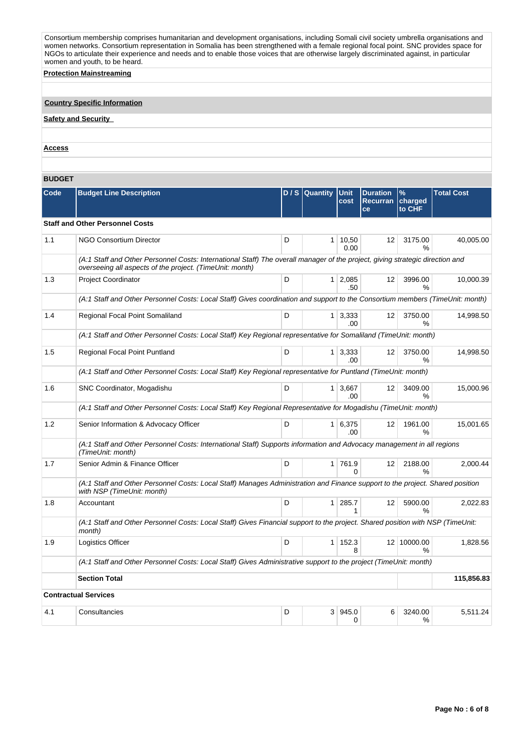Consortium membership comprises humanitarian and development organisations, including Somali civil society umbrella organisations and women networks. Consortium representation in Somalia has been strengthened with a female regional focal point. SNC provides space for NGOs to articulate their experience and needs and to enable those voices that are otherwise largely discriminated against, in particular women and youth, to be heard.

**Protection Mainstreaming**

## Country Specific Information

**Safety and Security**

**Access**

## BUDGET

| Code | Budget Line Description | D / S | Quantity | Unit cost | Duration Recurrance | % charged to CHF | Total Cost |
|---|---|---|---|---|---|---|---|
| **Staff and Other Personnel Costs** | | | | | | | |
| 1.1 | NGO Consortium Director | D | 1 | 10,500.00 | 12 | 3175.00 % | 40,005.00 |
| | *(A:1 Staff and Other Personnel Costs: International Staff) The overall manager of the project, giving strategic direction and overseeing all aspects of the project. (TimeUnit: month)* | | | | | | |
| 1.3 | Project Coordinator | D | 1 | 2,085.50 | 12 | 3996.00 % | 10,000.39 |
| | *(A:1 Staff and Other Personnel Costs: Local Staff) Gives coordination and support to the Consortium members (TimeUnit: month)* | | | | | | |
| 1.4 | Regional Focal Point Somaliland | D | 1 | 3,333.00 | 12 | 3750.00 % | 14,998.50 |
| | *(A:1 Staff and Other Personnel Costs: Local Staff) Key Regional representative for Somaliland (TimeUnit: month)* | | | | | | |
| 1.5 | Regional Focal Point Puntland | D | 1 | 3,333.00 | 12 | 3750.00 % | 14,998.50 |
| | *(A:1 Staff and Other Personnel Costs: Local Staff) Key Regional representative for Puntland (TimeUnit: month)* | | | | | | |
| 1.6 | SNC Coordinator, Mogadishu | D | 1 | 3,667.00 | 12 | 3409.00 % | 15,000.96 |
| | *(A:1 Staff and Other Personnel Costs: Local Staff) Key Regional Representative for Mogadishu (TimeUnit: month)* | | | | | | |
| 1.2 | Senior Information & Advocacy Officer | D | 1 | 6,375.00 | 12 | 1961.00 % | 15,001.65 |
| | *(A:1 Staff and Other Personnel Costs: International Staff) Supports information and Advocacy management in all regions (TimeUnit: month)* | | | | | | |
| 1.7 | Senior Admin & Finance Officer | D | 1 | 761.90 | 12 | 2188.00 % | 2,000.44 |
| | *(A:1 Staff and Other Personnel Costs: Local Staff) Manages Administration and Finance support to the project. Shared position with NSP (TimeUnit: month)* | | | | | | |
| 1.8 | Accountant | D | 1 | 285.71 | 12 | 5900.00 % | 2,022.83 |
| | *(A:1 Staff and Other Personnel Costs: Local Staff) Gives Financial support to the project. Shared position with NSP (TimeUnit: month)* | | | | | | |
| 1.9 | Logistics Officer | D | 1 | 152.38 | 12 | 10000.00 % | 1,828.56 |
| | *(A:1 Staff and Other Personnel Costs: Local Staff) Gives Administrative support to the project (TimeUnit: month)* | | | | | | |
| | **Section Total** | | | | | | **115,856.83** |
| **Contractual Services** | | | | | | | |
| 4.1 | Consultancies | D | 3 | 945.00 | 6 | 3240.00 % | 5,511.24 |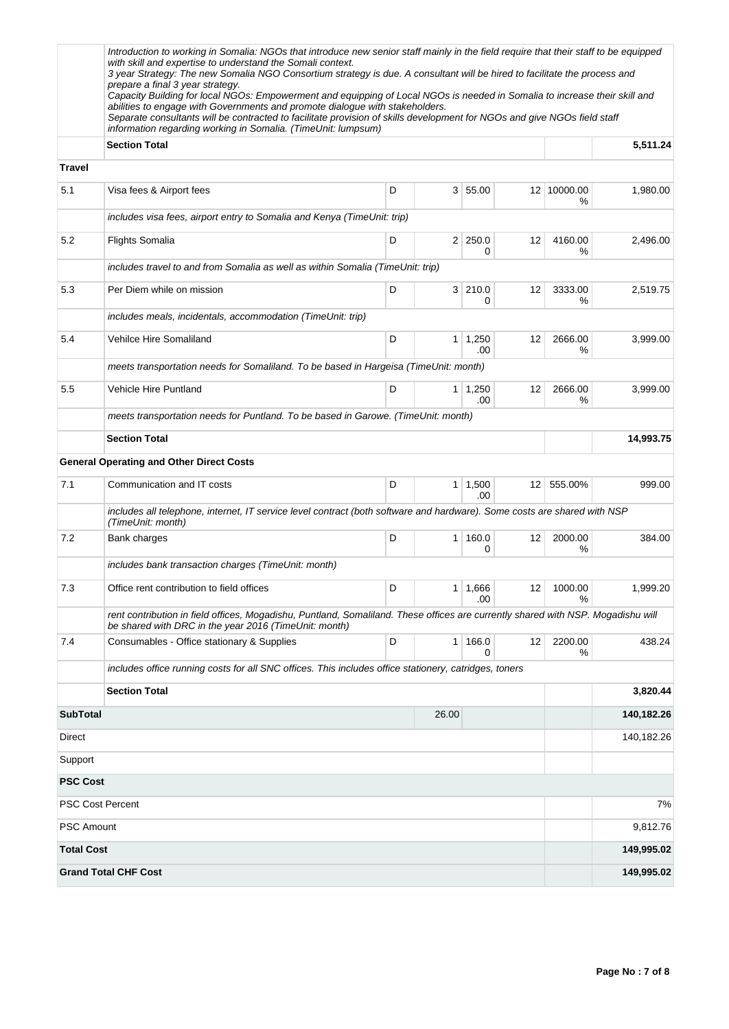| | | | | | | | |
|---|---|---|---|---|---|---|---|
| | *Introduction to working in Somalia: NGOs that introduce new senior staff mainly in the field require that their staff to be equipped with skill and expertise to understand the Somali context.* *3 year Strategy: The new Somalia NGO Consortium strategy is due. A consultant will be hired to facilitate the process and prepare a final 3 year strategy.* *Capacity Building for local NGOs: Empowerment and equipping of Local NGOs is needed in Somalia to increase their skill and abilities to engage with Governments and promote dialogue with stakeholders.* *Separate consultants will be contracted to facilitate provision of skills development for NGOs and give NGOs field staff information regarding working in Somalia. (TimeUnit: lumpsum)* | | | | | | |
| | **Section Total** | | | | | | **5,511.24** |
| **Travel** | | | | | | | |
| 5.1 | Visa fees & Airport fees | D | 3 | 55.00 | 12 | 10000.00 % | 1,980.00 |
| | *includes visa fees, airport entry to Somalia and Kenya (TimeUnit: trip)* | | | | | | |
| 5.2 | Flights Somalia | D | 2 | 250.00 | 12 | 4160.00 % | 2,496.00 |
| | *includes travel to and from Somalia as well as within Somalia (TimeUnit: trip)* | | | | | | |
| 5.3 | Per Diem while on mission | D | 3 | 210.00 | 12 | 3333.00 % | 2,519.75 |
| | *includes meals, incidentals, accommodation (TimeUnit: trip)* | | | | | | |
| 5.4 | Vehilce Hire Somaliland | D | 1 | 1,250.00 | 12 | 2666.00 % | 3,999.00 |
| | *meets transportation needs for Somaliland. To be based in Hargeisa (TimeUnit: month)* | | | | | | |
| 5.5 | Vehicle Hire Puntland | D | 1 | 1,250.00 | 12 | 2666.00 % | 3,999.00 |
| | *meets transportation needs for Puntland. To be based in Garowe. (TimeUnit: month)* | | | | | | |
| | **Section Total** | | | | | | **14,993.75** |
| | **General Operating and Other Direct Costs** | | | | | | |
| 7.1 | Communication and IT costs | D | 1 | 1,500.00 | 12 | 555.00% | 999.00 |
| | *includes all telephone, internet, IT service level contract (both software and hardware). Some costs are shared with NSP (TimeUnit: month)* | | | | | | |
| 7.2 | Bank charges | D | 1 | 160.00 | 12 | 2000.00 % | 384.00 |
| | *includes bank transaction charges (TimeUnit: month)* | | | | | | |
| 7.3 | Office rent contribution to field offices | D | 1 | 1,666.00 | 12 | 1000.00 % | 1,999.20 |
| | *rent contribution in field offices, Mogadishu, Puntland, Somaliland. These offices are currently shared with NSP. Mogadishu will be shared with DRC in the year 2016 (TimeUnit: month)* | | | | | | |
| 7.4 | Consumables - Office stationary & Supplies | D | 1 | 166.00 | 12 | 2200.00 % | 438.24 |
| | *includes office running costs for all SNC offices. This includes office stationery, catridges, toners* | | | | | | |
| | **Section Total** | | | | | | **3,820.44** |
| **SubTotal** | | | 26.00 | | | | **140,182.26** |
| Direct | | | | | | | 140,182.26 |
| Support | | | | | | | |
| **PSC Cost** | | | | | | | |
| PSC Cost Percent | | | | | | | 7% |
| PSC Amount | | | | | | | 9,812.76 |
| **Total Cost** | | | | | | | **149,995.02** |
| **Grand Total CHF Cost** | | | | | | | **149,995.02** |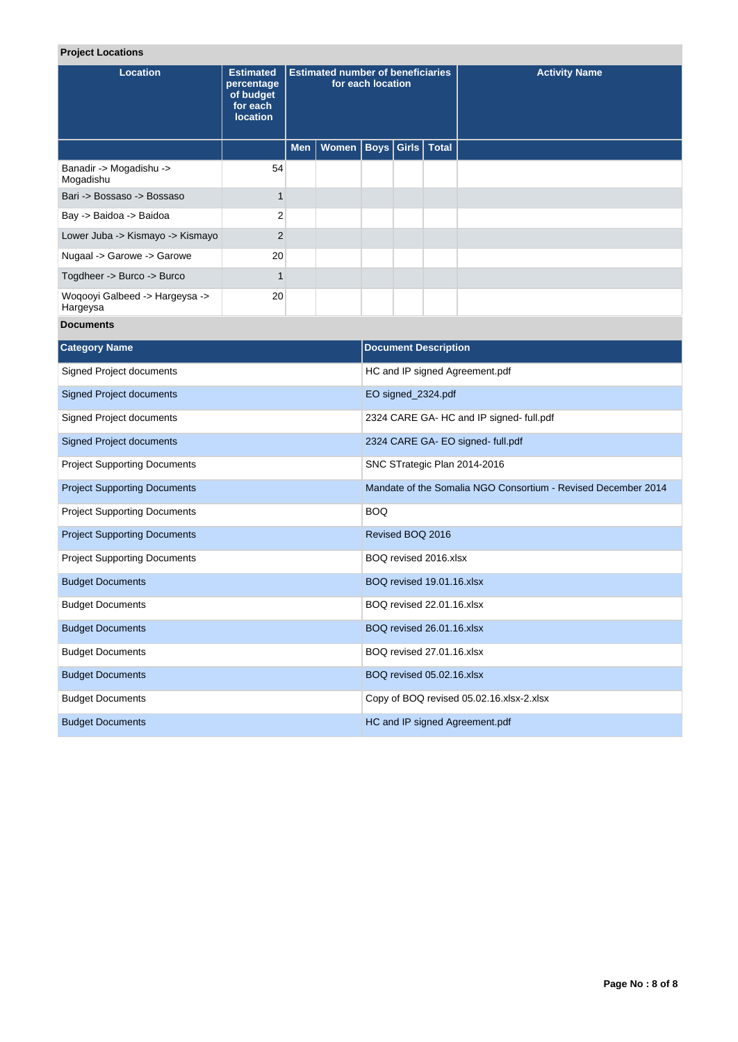### Project Locations

| Location | Estimated percentage of budget for each location | Estimated number of beneficiaries for each location | | | | | Activity Name |
|---|---|---|---|---|---|---|---|
| | | Men | Women | Boys | Girls | Total | |
| Banadir -> Mogadishu -> Mogadishu | 54 | | | | | | |
| Bari -> Bossaso -> Bossaso | 1 | | | | | | |
| Bay -> Baidoa -> Baidoa | 2 | | | | | | |
| Lower Juba -> Kismayo -> Kismayo | 2 | | | | | | |
| Nugaal -> Garowe -> Garowe | 20 | | | | | | |
| Togdheer -> Burco -> Burco | 1 | | | | | | |
| Woqooyi Galbeed -> Hargeysa -> Hargeysa | 20 | | | | | | |

### Documents

| Category Name | Document Description |
|---|---|
| Signed Project documents | HC and IP signed Agreement.pdf |
| Signed Project documents | EO signed_2324.pdf |
| Signed Project documents | 2324 CARE GA- HC and IP signed- full.pdf |
| Signed Project documents | 2324 CARE GA- EO signed- full.pdf |
| Project Supporting Documents | SNC STrategic Plan 2014-2016 |
| Project Supporting Documents | Mandate of the Somalia NGO Consortium - Revised December 2014 |
| Project Supporting Documents | BOQ |
| Project Supporting Documents | Revised BOQ 2016 |
| Project Supporting Documents | BOQ revised 2016.xlsx |
| Budget Documents | BOQ revised 19.01.16.xlsx |
| Budget Documents | BOQ revised 22.01.16.xlsx |
| Budget Documents | BOQ revised 26.01.16.xlsx |
| Budget Documents | BOQ revised 27.01.16.xlsx |
| Budget Documents | BOQ revised 05.02.16.xlsx |
| Budget Documents | Copy of BOQ revised 05.02.16.xlsx-2.xlsx |
| Budget Documents | HC and IP signed Agreement.pdf |